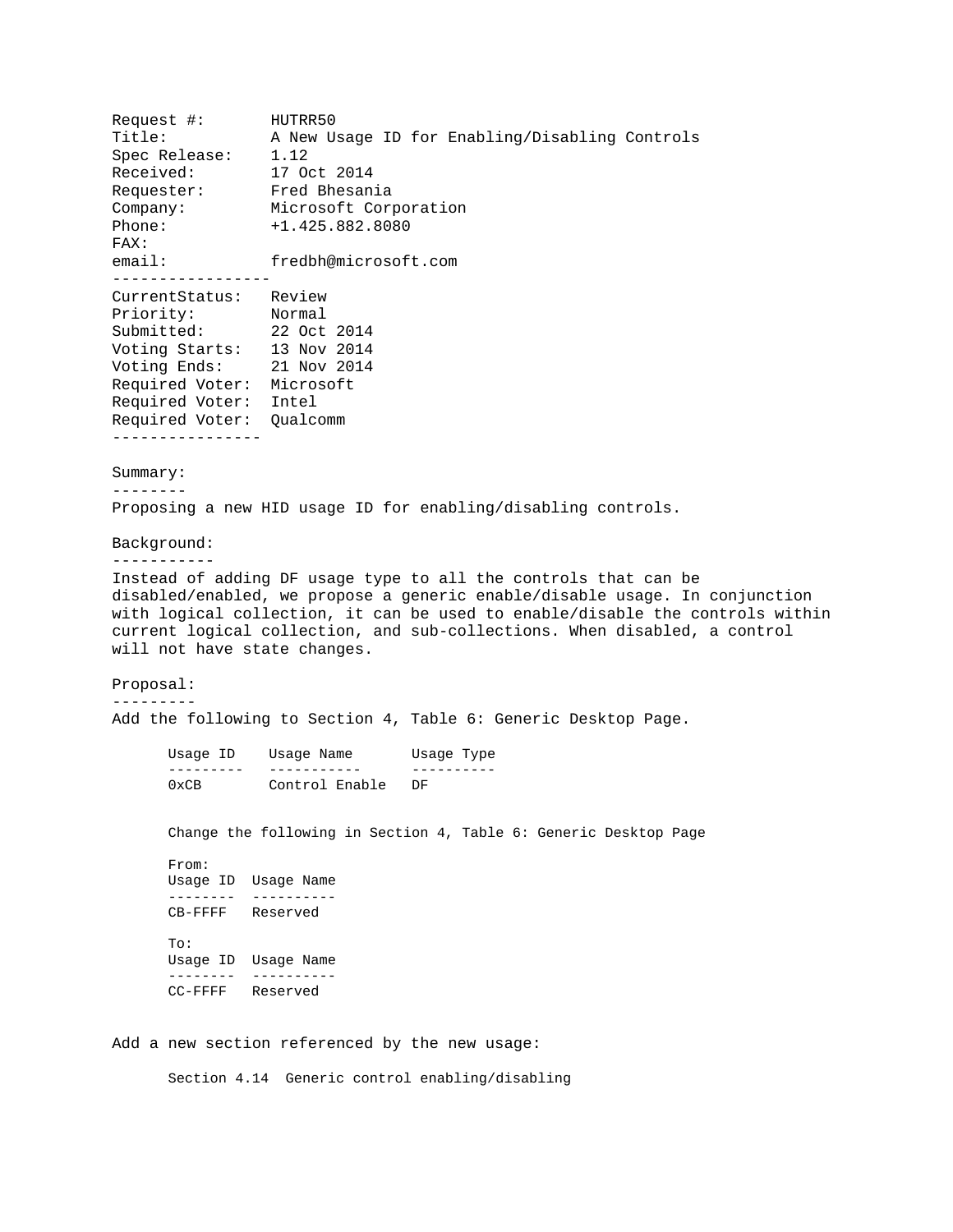Request #: HUTRR50
Title: A New Usage ID for Enabling/Disabling Controls
Spec Release: 1.12
Received: 17 Oct 2014
Requester: Fred Bhesania
Company: Microsoft Corporation
Phone: +1.425.882.8080
FAX:
email: fredbh@microsoft.com

---

CurrentStatus: Review
Priority: Normal
Submitted: 22 Oct 2014
Voting Starts: 13 Nov 2014
Voting Ends: 21 Nov 2014
Required Voter: Microsoft
Required Voter: Intel
Required Voter: Qualcomm

---

## Summary:

Proposing a new HID usage ID for enabling/disabling controls.

## Background:

Instead of adding DF usage type to all the controls that can be disabled/enabled, we propose a generic enable/disable usage. In conjunction with logical collection, it can be used to enable/disable the controls within current logical collection, and sub-collections. When disabled, a control will not have state changes.

## Proposal:

Add the following to Section 4, Table 6: Generic Desktop Page.

| Usage ID | Usage Name | Usage Type |
|---|---|---|
| 0xCB | Control Enable | DF |

Change the following in Section 4, Table 6: Generic Desktop Page

From:

| Usage ID | Usage Name |
|---|---|
| CB-FFFF | Reserved |

To:

| Usage ID | Usage Name |
|---|---|
| CC-FFFF | Reserved |

Add a new section referenced by the new usage:

Section 4.14 Generic control enabling/disabling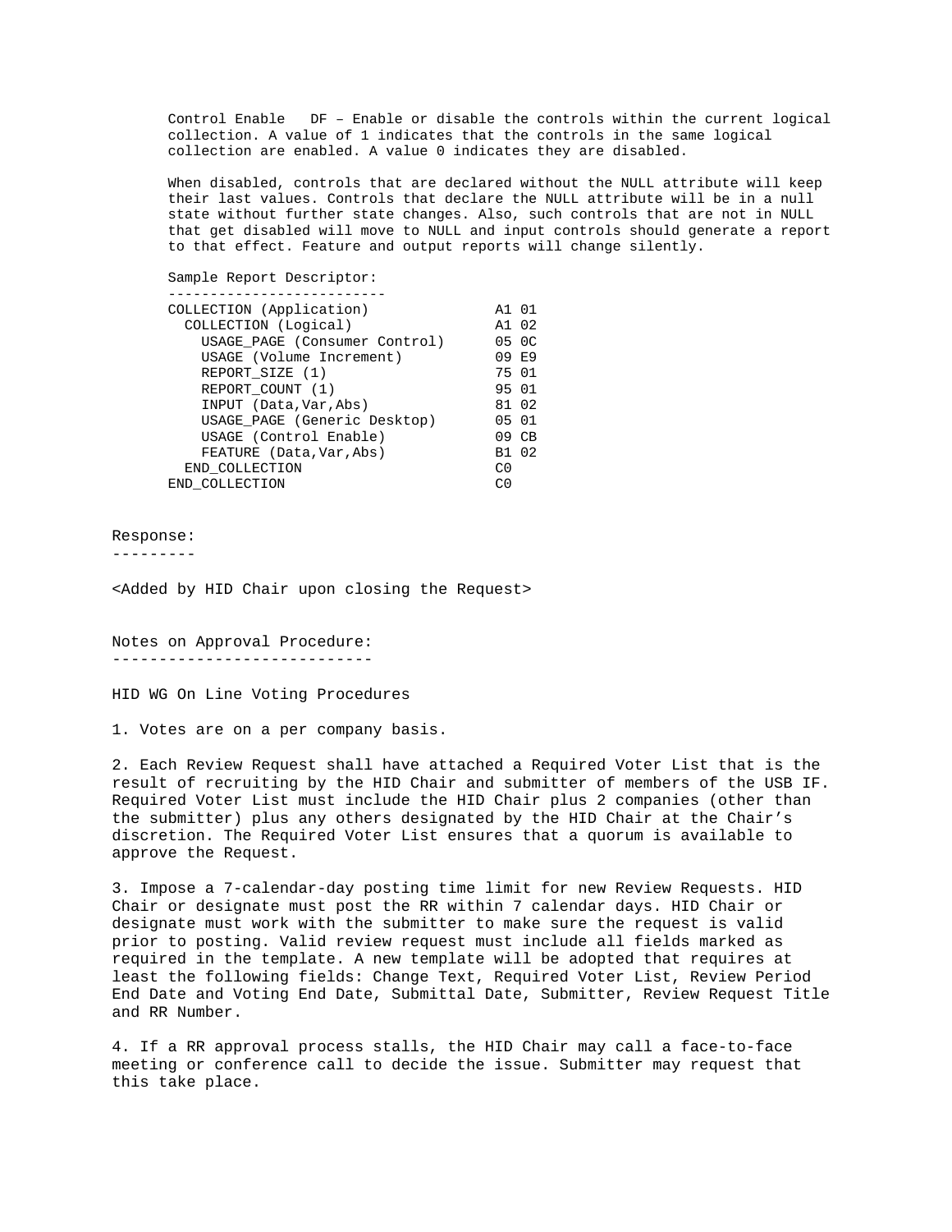Control Enable DF – Enable or disable the controls within the current logical collection. A value of 1 indicates that the controls in the same logical collection are enabled. A value 0 indicates they are disabled.

When disabled, controls that are declared without the NULL attribute will keep their last values. Controls that declare the NULL attribute will be in a null state without further state changes. Also, such controls that are not in NULL that get disabled will move to NULL and input controls should generate a report to that effect. Feature and output reports will change silently.

Sample Report Descriptor:

```
-------------------------
COLLECTION (Application)              A1 01
  COLLECTION (Logical)                A1 02
    USAGE_PAGE (Consumer Control)     05 0C
    USAGE (Volume Increment)          09 E9
    REPORT_SIZE (1)                   75 01
    REPORT_COUNT (1)                  95 01
    INPUT (Data,Var,Abs)              81 02
    USAGE_PAGE (Generic Desktop)      05 01
    USAGE (Control Enable)            09 CB
    FEATURE (Data,Var,Abs)            B1 02
  END_COLLECTION                      C0
END_COLLECTION                        C0
```

## Response:

<Added by HID Chair upon closing the Request>

## Notes on Approval Procedure:

HID WG On Line Voting Procedures

1. Votes are on a per company basis.

2. Each Review Request shall have attached a Required Voter List that is the result of recruiting by the HID Chair and submitter of members of the USB IF. Required Voter List must include the HID Chair plus 2 companies (other than the submitter) plus any others designated by the HID Chair at the Chair's discretion. The Required Voter List ensures that a quorum is available to approve the Request.

3. Impose a 7-calendar-day posting time limit for new Review Requests. HID Chair or designate must post the RR within 7 calendar days. HID Chair or designate must work with the submitter to make sure the request is valid prior to posting. Valid review request must include all fields marked as required in the template. A new template will be adopted that requires at least the following fields: Change Text, Required Voter List, Review Period End Date and Voting End Date, Submittal Date, Submitter, Review Request Title and RR Number.

4. If a RR approval process stalls, the HID Chair may call a face-to-face meeting or conference call to decide the issue. Submitter may request that this take place.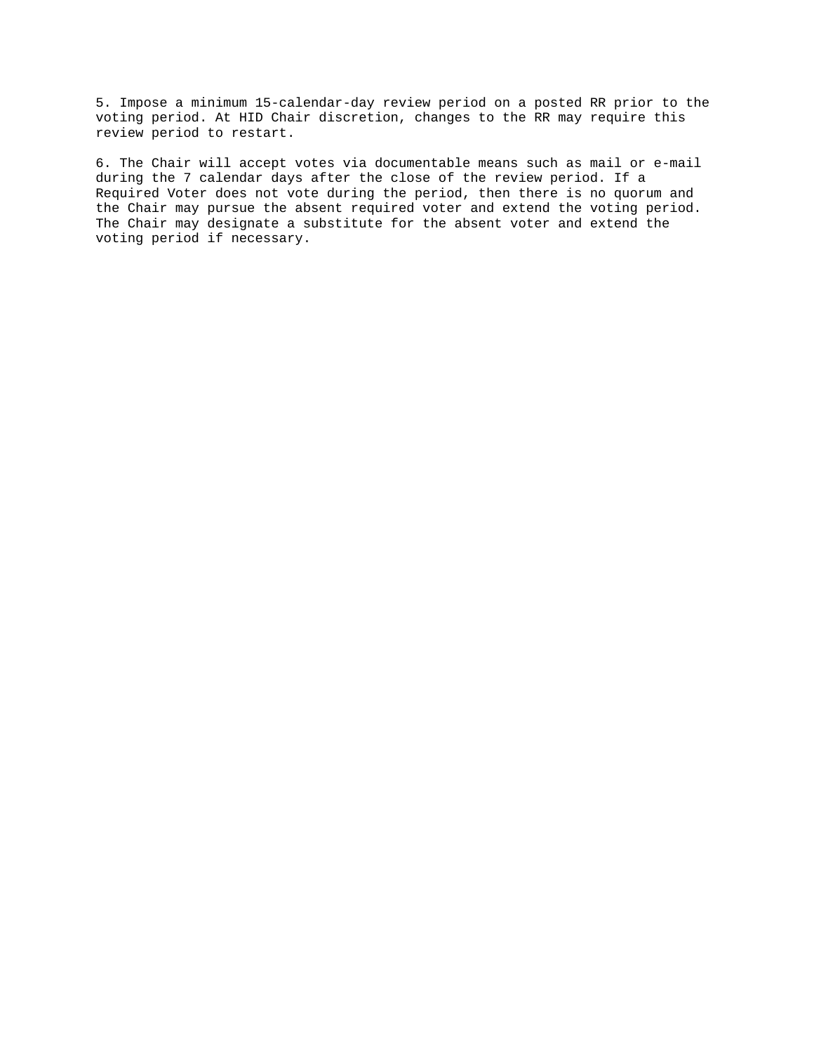5. Impose a minimum 15-calendar-day review period on a posted RR prior to the voting period. At HID Chair discretion, changes to the RR may require this review period to restart.

6. The Chair will accept votes via documentable means such as mail or e-mail during the 7 calendar days after the close of the review period. If a Required Voter does not vote during the period, then there is no quorum and the Chair may pursue the absent required voter and extend the voting period. The Chair may designate a substitute for the absent voter and extend the voting period if necessary.